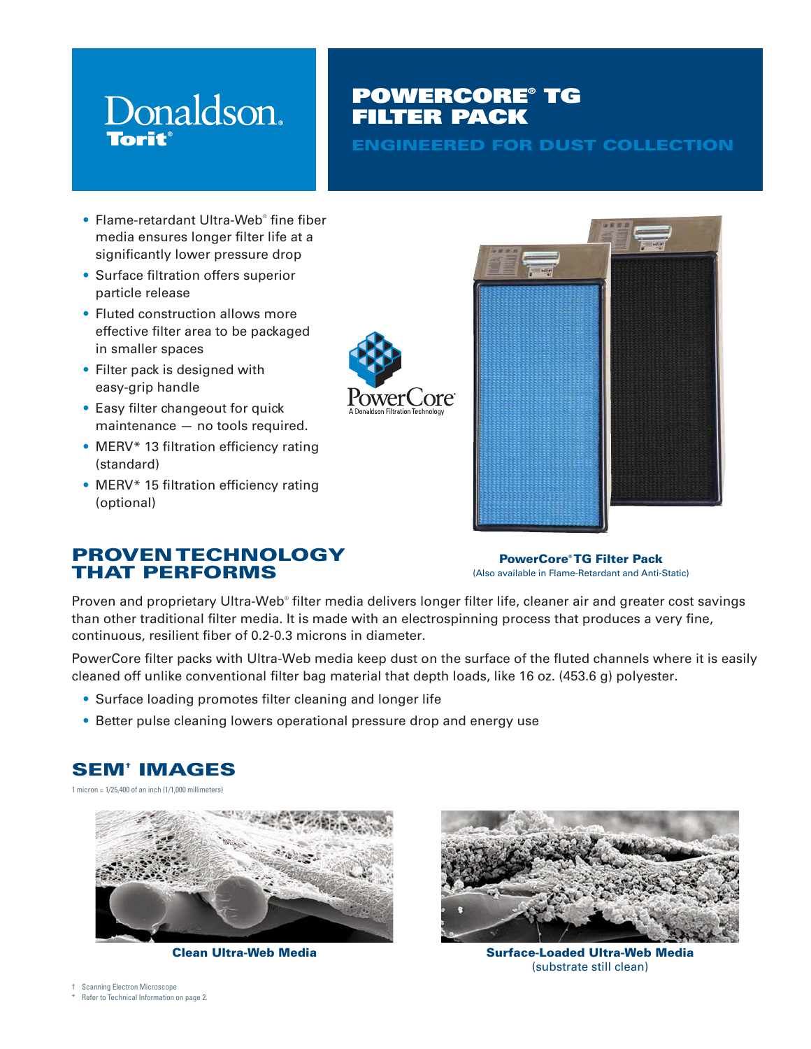Donaldson.
Torit®

# POWERCORE® TG FILTER PACK

## ENGINEERED FOR DUST COLLECTION

- Flame-retardant Ultra-Web® fine fiber media ensures longer filter life at a significantly lower pressure drop
- Surface filtration offers superior particle release
- Fluted construction allows more effective filter area to be packaged in smaller spaces
- Filter pack is designed with easy-grip handle
- Easy filter changeout for quick maintenance — no tools required.
- MERV* 13 filtration efficiency rating (standard)
- MERV* 15 filtration efficiency rating (optional)

PowerCore®
A Donaldson Filtration Technology

**PowerCore® TG Filter Pack**
(Also available in Flame-Retardant and Anti-Static)

## PROVEN TECHNOLOGY THAT PERFORMS

Proven and proprietary Ultra-Web® filter media delivers longer filter life, cleaner air and greater cost savings than other traditional filter media. It is made with an electrospinning process that produces a very fine, continuous, resilient fiber of 0.2-0.3 microns in diameter.

PowerCore filter packs with Ultra-Web media keep dust on the surface of the fluted channels where it is easily cleaned off unlike conventional filter bag material that depth loads, like 16 oz. (453.6 g) polyester.

- Surface loading promotes filter cleaning and longer life
- Better pulse cleaning lowers operational pressure drop and energy use

## SEM† IMAGES

1 micron = 1/25,400 of an inch (1/1,000 millimeters)

**Clean Ultra-Web Media**

**Surface-Loaded Ultra-Web Media**
(substrate still clean)

† Scanning Electron Microscope
\* Refer to Technical Information on page 2.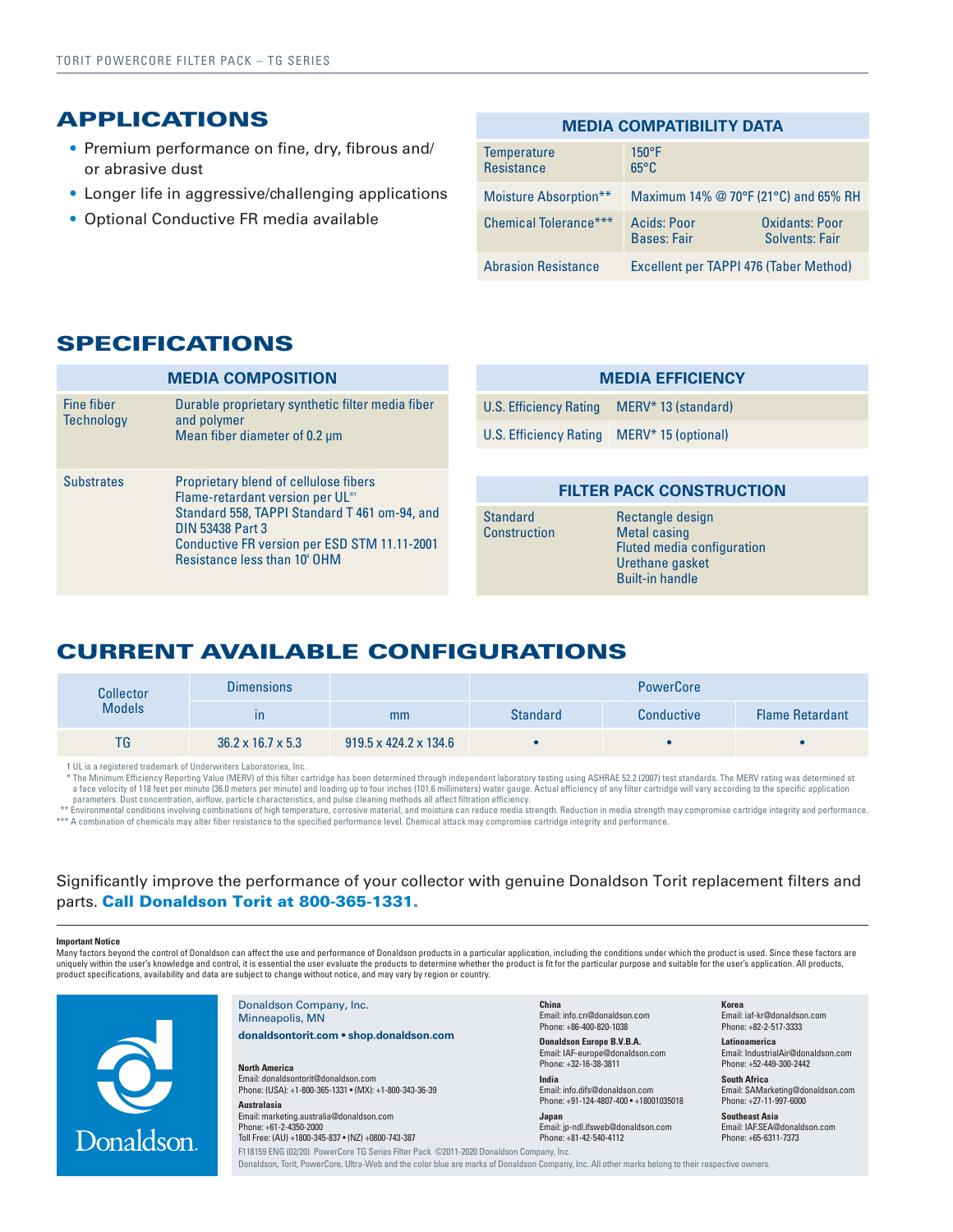## APPLICATIONS

- Premium performance on fine, dry, fibrous and/or abrasive dust
- Longer life in aggressive/challenging applications
- Optional Conductive FR media available

| MEDIA COMPATIBILITY DATA | | |
|---|---|---|
| Temperature Resistance | 150°F 65°C | |
| Moisture Absorption** | Maximum 14% @ 70°F (21°C) and 65% RH | |
| Chemical Tolerance*** | Acids: Poor Bases: Fair | Oxidants: Poor Solvents: Fair |
| Abrasion Resistance | Excellent per TAPPI 476 (Taber Method) | |

## SPECIFICATIONS

| MEDIA COMPOSITION | |
|---|---|
| Fine fiber Technology | Durable proprietary synthetic filter media fiber and polymer<br>Mean fiber diameter of 0.2 µm |
| Substrates | Proprietary blend of cellulose fibers<br>Flame-retardant version per UL®† Standard 558, TAPPI Standard T 461 om-94, and DIN 53438 Part 3<br>Conductive FR version per ESD STM 11.11-2001 Resistance less than $10^8$ OHM |

| MEDIA EFFICIENCY | |
|---|---|
| U.S. Efficiency Rating | MERV* 13 (standard) |
| U.S. Efficiency Rating | MERV* 15 (optional) |

| FILTER PACK CONSTRUCTION | |
|---|---|
| Standard Construction | Rectangle design<br>Metal casing<br>Fluted media configuration<br>Urethane gasket<br>Built-in handle |

## CURRENT AVAILABLE CONFIGURATIONS

| Collector Models | Dimensions | | PowerCore | | |
|---|---|---|---|---|---|
| | in | mm | Standard | Conductive | Flame Retardant |
| TG | 36.2 x 16.7 x 5.3 | 919.5 x 424.2 x 134.6 | • | • | • |

† UL is a registered trademark of Underwriters Laboratories, Inc.
* The Minimum Efficiency Reporting Value (MERV) of this filter cartridge has been determined through independent laboratory testing using ASHRAE 52.2 (2007) test standards. The MERV rating was determined at a face velocity of 118 feet per minute (36.0 meters per minute) and loading up to four inches (101.6 millimeters) water gauge. Actual efficiency of any filter cartridge will vary according to the specific application parameters. Dust concentration, airflow, particle characteristics, and pulse cleaning methods all affect filtration efficiency.
** Environmental conditions involving combinations of high temperature, corrosive material, and moisture can reduce media strength. Reduction in media strength may compromise cartridge integrity and performance.
*** A combination of chemicals may alter fiber resistance to the specified performance level. Chemical attack may compromise cartridge integrity and performance.

Significantly improve the performance of your collector with genuine Donaldson Torit replacement filters and parts. **Call Donaldson Torit at 800-365-1331.**

**Important Notice**
Many factors beyond the control of Donaldson can affect the use and performance of Donaldson products in a particular application, including the conditions under which the product is used. Since these factors are uniquely within the user's knowledge and control, it is essential the user evaluate the products to determine whether the product is fit for the particular purpose and suitable for the user's application. All products, product specifications, availability and data are subject to change without notice, and may vary by region or country.

Donaldson.

Donaldson Company, Inc.
Minneapolis, MN

**donaldsontorit.com • shop.donaldson.com**

**North America**
Email: donaldsontorit@donaldson.com
Phone: (USA): +1-800-365-1331 • (MX): +1-800-343-36-39

**Australasia**
Email: marketing.australia@donaldson.com
Phone: +61-2-4350-2000
Toll Free: (AU) +1800-345-837 • (NZ) +0800-743-387

**China**
Email: info.cn@donaldson.com
Phone: +86-400-820-1038

**Donaldson Europe B.V.B.A.**
Email: IAF-europe@donaldson.com
Phone: +32-16-38-3811

**India**
Email: info.difs@donaldson.com
Phone: +91-124-4807-400 • +18001035018

**Japan**
Email: jp-ndl.ifsweb@donaldson.com
Phone: +81-42-540-4112

**Korea**
Email: iaf-kr@donaldson.com
Phone: +82-2-517-3333

**Latinoamerica**
Email: IndustrialAir@donaldson.com
Phone: +52-449-300-2442

**South Africa**
Email: SAMarketing@donaldson.com
Phone: +27-11-997-6000

**Southeast Asia**
Email: IAF.SEA@donaldson.com
Phone: +65-6311-7373

F118159 ENG (02/20) PowerCore TG Series Filter Pack ©2011-2020 Donaldson Company, Inc.
Donaldson, Torit, PowerCore, Ultra-Web and the color blue are marks of Donaldson Company, Inc. All other marks belong to their respective owners.